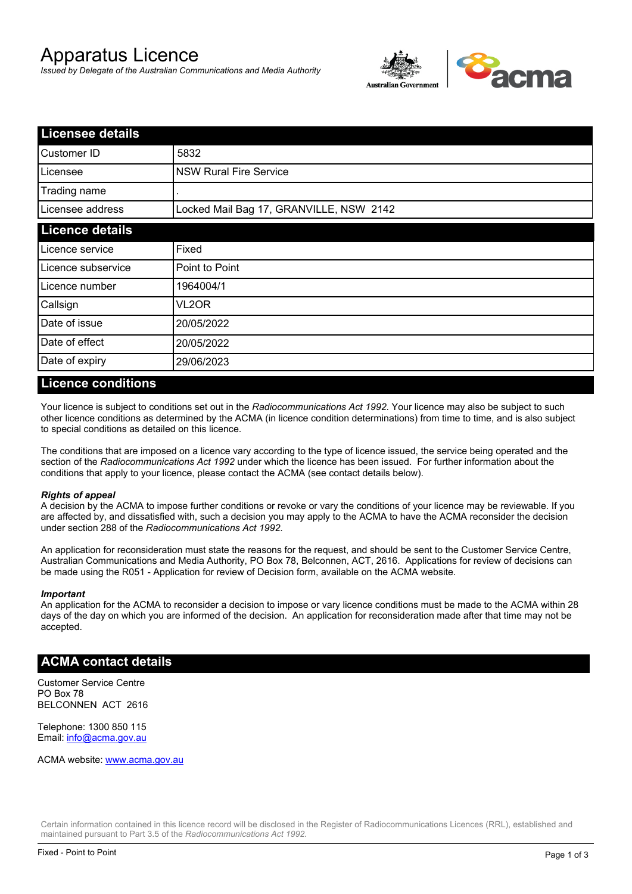# Apparatus Licence

*Issued by Delegate of the Australian Communications and Media Authority*

Australian Government

acma

## Licensee details

| Licensee details | |
|---|---|
| Customer ID | 5832 |
| Licensee | NSW Rural Fire Service |
| Trading name | . |
| Licensee address | Locked Mail Bag 17, GRANVILLE, NSW 2142 |

## Licence details

| Licence details | |
|---|---|
| Licence service | Fixed |
| Licence subservice | Point to Point |
| Licence number | 1964004/1 |
| Callsign | VL2OR |
| Date of issue | 20/05/2022 |
| Date of effect | 20/05/2022 |
| Date of expiry | 29/06/2023 |

## Licence conditions

Your licence is subject to conditions set out in the *Radiocommunications Act 1992*. Your licence may also be subject to such other licence conditions as determined by the ACMA (in licence condition determinations) from time to time, and is also subject to special conditions as detailed on this licence.

The conditions that are imposed on a licence vary according to the type of licence issued, the service being operated and the section of the *Radiocommunications Act 1992* under which the licence has been issued. For further information about the conditions that apply to your licence, please contact the ACMA (see contact details below).

***Rights of appeal***

A decision by the ACMA to impose further conditions or revoke or vary the conditions of your licence may be reviewable. If you are affected by, and dissatisfied with, such a decision you may apply to the ACMA to have the ACMA reconsider the decision under section 288 of the *Radiocommunications Act 1992*.

An application for reconsideration must state the reasons for the request, and should be sent to the Customer Service Centre, Australian Communications and Media Authority, PO Box 78, Belconnen, ACT, 2616. Applications for review of decisions can be made using the R051 - Application for review of Decision form, available on the ACMA website.

***Important***

An application for the ACMA to reconsider a decision to impose or vary licence conditions must be made to the ACMA within 28 days of the day on which you are informed of the decision. An application for reconsideration made after that time may not be accepted.

## ACMA contact details

Customer Service Centre
PO Box 78
BELCONNEN ACT 2616

Telephone: 1300 850 115
Email: info@acma.gov.au

ACMA website: www.acma.gov.au

Certain information contained in this licence record will be disclosed in the Register of Radiocommunications Licences (RRL), established and maintained pursuant to Part 3.5 of the *Radiocommunications Act 1992.*

Fixed - Point to Point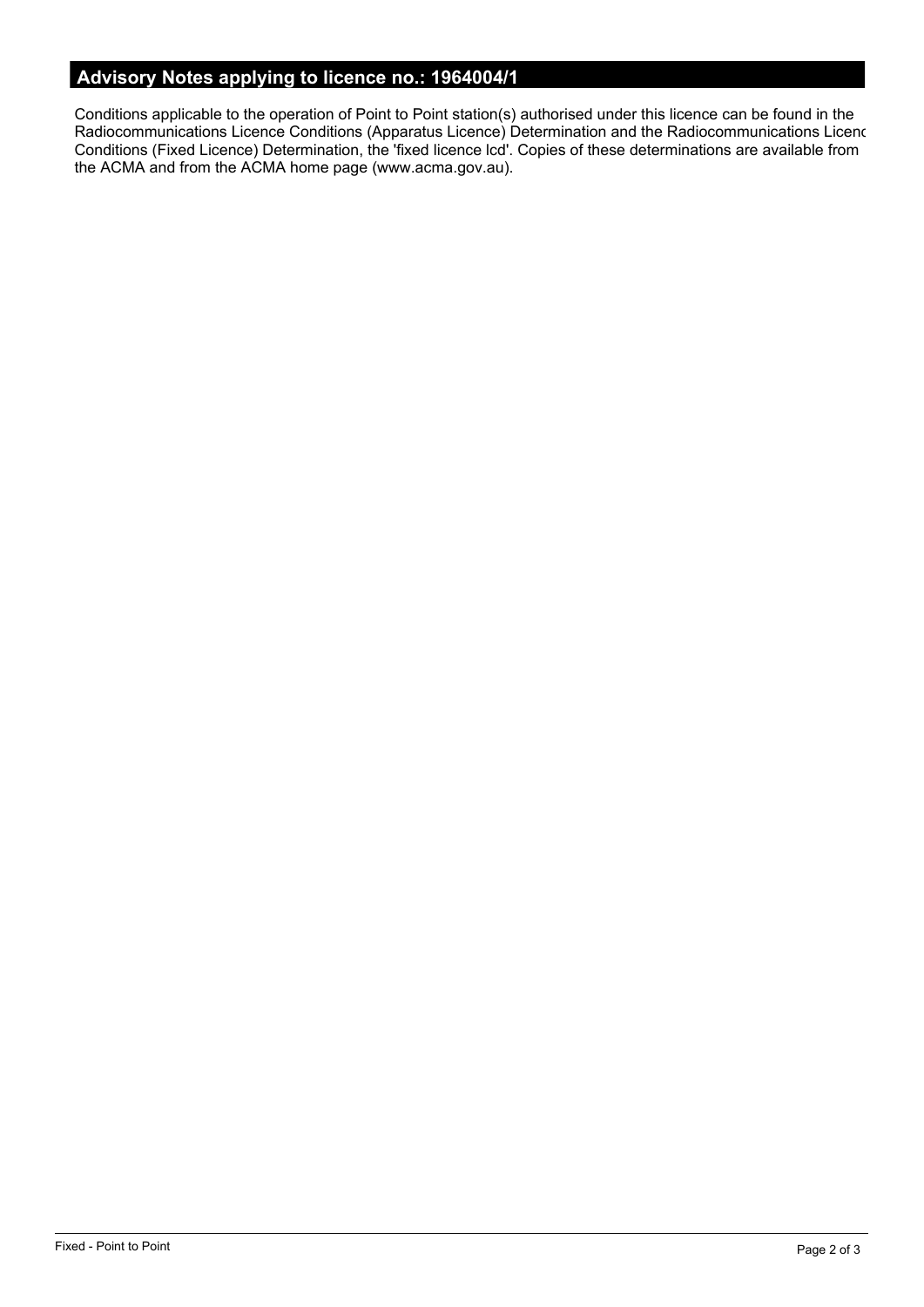## Advisory Notes applying to licence no.: 1964004/1

Conditions applicable to the operation of Point to Point station(s) authorised under this licence can be found in the Radiocommunications Licence Conditions (Apparatus Licence) Determination and the Radiocommunications Licenc Conditions (Fixed Licence) Determination, the 'fixed licence lcd'. Copies of these determinations are available from the ACMA and from the ACMA home page (www.acma.gov.au).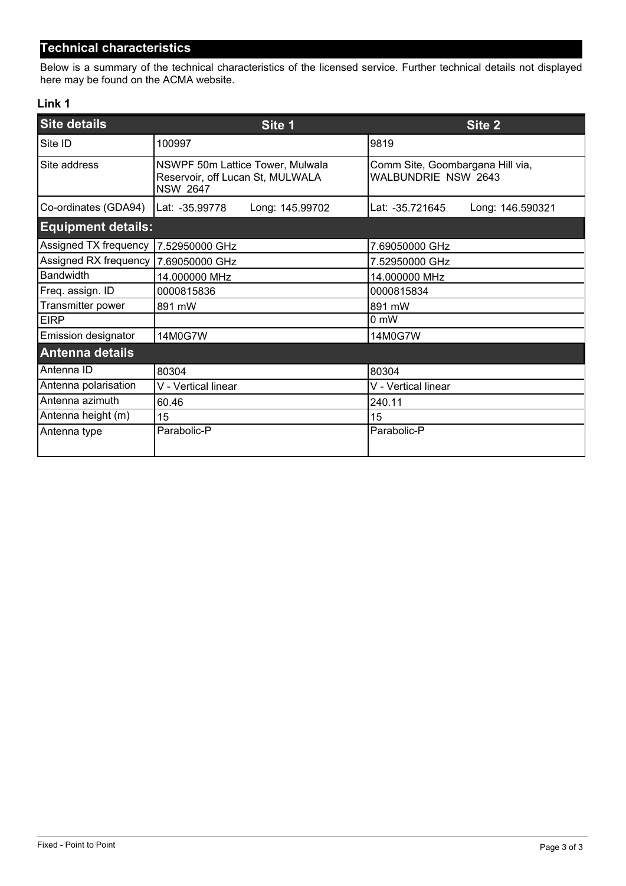## Technical characteristics

Below is a summary of the technical characteristics of the licensed service. Further technical details not displayed here may be found on the ACMA website.

**Link 1**

| Site details | Site 1 | Site 2 |
|---|---|---|
| Site ID | 100997 | 9819 |
| Site address | NSWPF 50m Lattice Tower, Mulwala Reservoir, off Lucan St, MULWALA NSW 2647 | Comm Site, Goombargana Hill via, WALBUNDRIE NSW 2643 |
| Co-ordinates (GDA94) | Lat: -35.99778 Long: 145.99702 | Lat: -35.721645 Long: 146.590321 |
| **Equipment details:** | | |
| Assigned TX frequency | 7.52950000 GHz | 7.69050000 GHz |
| Assigned RX frequency | 7.69050000 GHz | 7.52950000 GHz |
| Bandwidth | 14.000000 MHz | 14.000000 MHz |
| Freq. assign. ID | 0000815836 | 0000815834 |
| Transmitter power | 891 mW | 891 mW |
| EIRP | | 0 mW |
| Emission designator | 14M0G7W | 14M0G7W |
| **Antenna details** | | |
| Antenna ID | 80304 | 80304 |
| Antenna polarisation | V - Vertical linear | V - Vertical linear |
| Antenna azimuth | 60.46 | 240.11 |
| Antenna height (m) | 15 | 15 |
| Antenna type | Parabolic-P | Parabolic-P |

Fixed - Point to Point